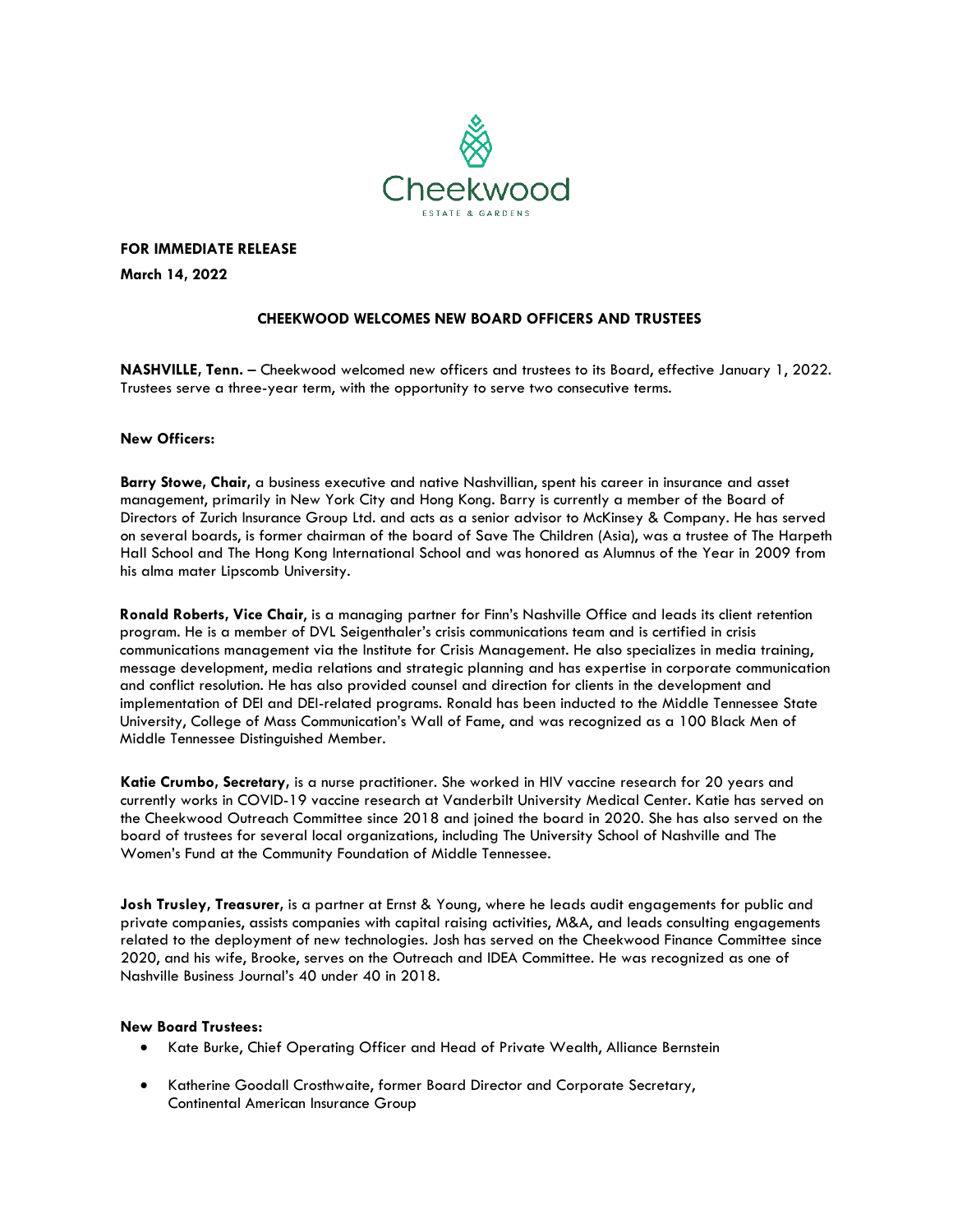**FOR IMMEDIATE RELEASE**

**March 14, 2022**

# CHEEKWOOD WELCOMES NEW BOARD OFFICERS AND TRUSTEES

**NASHVILLE, Tenn.** – Cheekwood welcomed new officers and trustees to its Board, effective January 1, 2022. Trustees serve a three-year term, with the opportunity to serve two consecutive terms.

**New Officers:**

**Barry Stowe, Chair**, a business executive and native Nashvillian, spent his career in insurance and asset management, primarily in New York City and Hong Kong. Barry is currently a member of the Board of Directors of Zurich Insurance Group Ltd. and acts as a senior advisor to McKinsey & Company. He has served on several boards, is former chairman of the board of Save The Children (Asia), was a trustee of The Harpeth Hall School and The Hong Kong International School and was honored as Alumnus of the Year in 2009 from his alma mater Lipscomb University.

**Ronald Roberts, Vice Chair**, is a managing partner for Finn's Nashville Office and leads its client retention program. He is a member of DVL Seigenthaler's crisis communications team and is certified in crisis communications management via the Institute for Crisis Management. He also specializes in media training, message development, media relations and strategic planning and has expertise in corporate communication and conflict resolution. He has also provided counsel and direction for clients in the development and implementation of DEI and DEI-related programs. Ronald has been inducted to the Middle Tennessee State University, College of Mass Communication's Wall of Fame, and was recognized as a 100 Black Men of Middle Tennessee Distinguished Member.

**Katie Crumbo, Secretary**, is a nurse practitioner. She worked in HIV vaccine research for 20 years and currently works in COVID-19 vaccine research at Vanderbilt University Medical Center. Katie has served on the Cheekwood Outreach Committee since 2018 and joined the board in 2020. She has also served on the board of trustees for several local organizations, including The University School of Nashville and The Women's Fund at the Community Foundation of Middle Tennessee.

**Josh Trusley, Treasurer**, is a partner at Ernst & Young, where he leads audit engagements for public and private companies, assists companies with capital raising activities, M&A, and leads consulting engagements related to the deployment of new technologies. Josh has served on the Cheekwood Finance Committee since 2020, and his wife, Brooke, serves on the Outreach and IDEA Committee. He was recognized as one of Nashville Business Journal's 40 under 40 in 2018.

**New Board Trustees:**

- Kate Burke, Chief Operating Officer and Head of Private Wealth, Alliance Bernstein
- Katherine Goodall Crosthwaite, former Board Director and Corporate Secretary, Continental American Insurance Group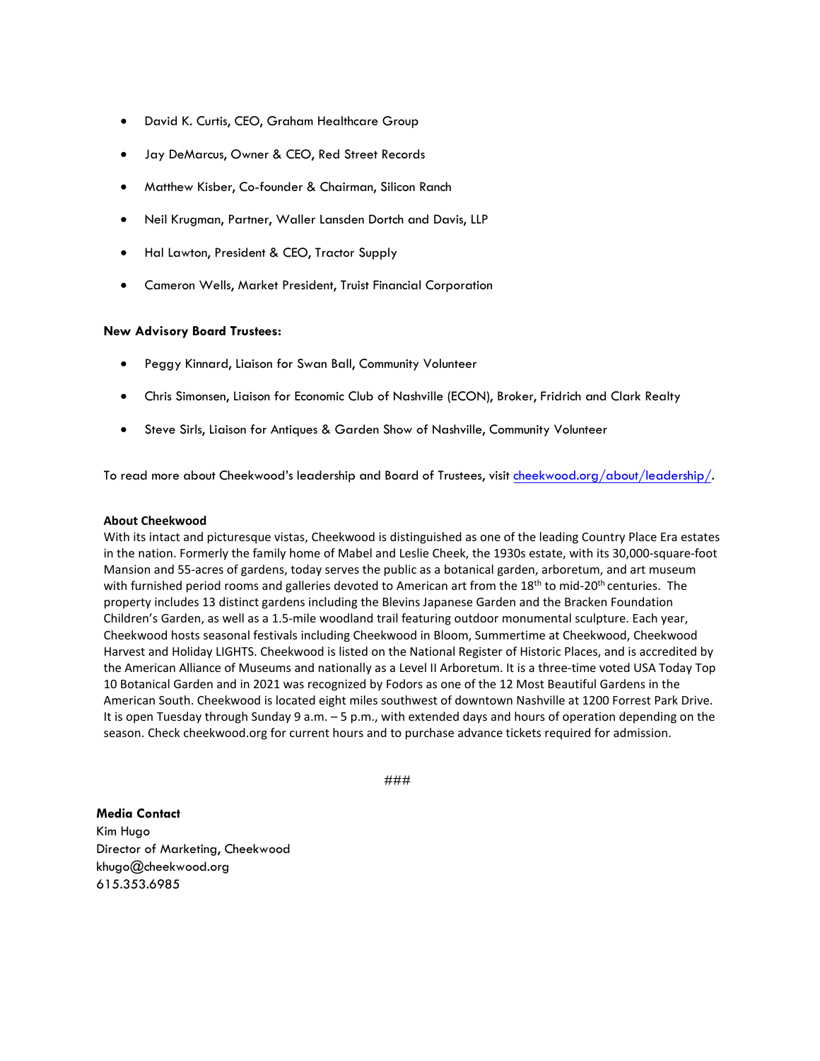- David K. Curtis, CEO, Graham Healthcare Group
- Jay DeMarcus, Owner & CEO, Red Street Records
- Matthew Kisber, Co-founder & Chairman, Silicon Ranch
- Neil Krugman, Partner, Waller Lansden Dortch and Davis, LLP
- Hal Lawton, President & CEO, Tractor Supply
- Cameron Wells, Market President, Truist Financial Corporation

**New Advisory Board Trustees:**

- Peggy Kinnard, Liaison for Swan Ball, Community Volunteer
- Chris Simonsen, Liaison for Economic Club of Nashville (ECON), Broker, Fridrich and Clark Realty
- Steve Sirls, Liaison for Antiques & Garden Show of Nashville, Community Volunteer

To read more about Cheekwood's leadership and Board of Trustees, visit [cheekwood.org/about/leadership/](cheekwood.org/about/leadership/).

**About Cheekwood**

With its intact and picturesque vistas, Cheekwood is distinguished as one of the leading Country Place Era estates in the nation. Formerly the family home of Mabel and Leslie Cheek, the 1930s estate, with its 30,000-square-foot Mansion and 55-acres of gardens, today serves the public as a botanical garden, arboretum, and art museum with furnished period rooms and galleries devoted to American art from the 18th to mid-20th centuries. The property includes 13 distinct gardens including the Blevins Japanese Garden and the Bracken Foundation Children's Garden, as well as a 1.5-mile woodland trail featuring outdoor monumental sculpture. Each year, Cheekwood hosts seasonal festivals including Cheekwood in Bloom, Summertime at Cheekwood, Cheekwood Harvest and Holiday LIGHTS. Cheekwood is listed on the National Register of Historic Places, and is accredited by the American Alliance of Museums and nationally as a Level II Arboretum. It is a three-time voted USA Today Top 10 Botanical Garden and in 2021 was recognized by Fodors as one of the 12 Most Beautiful Gardens in the American South. Cheekwood is located eight miles southwest of downtown Nashville at 1200 Forrest Park Drive. It is open Tuesday through Sunday 9 a.m. – 5 p.m., with extended days and hours of operation depending on the season. Check cheekwood.org for current hours and to purchase advance tickets required for admission.

###

**Media Contact**
Kim Hugo
Director of Marketing, Cheekwood
khugo@cheekwood.org
615.353.6985